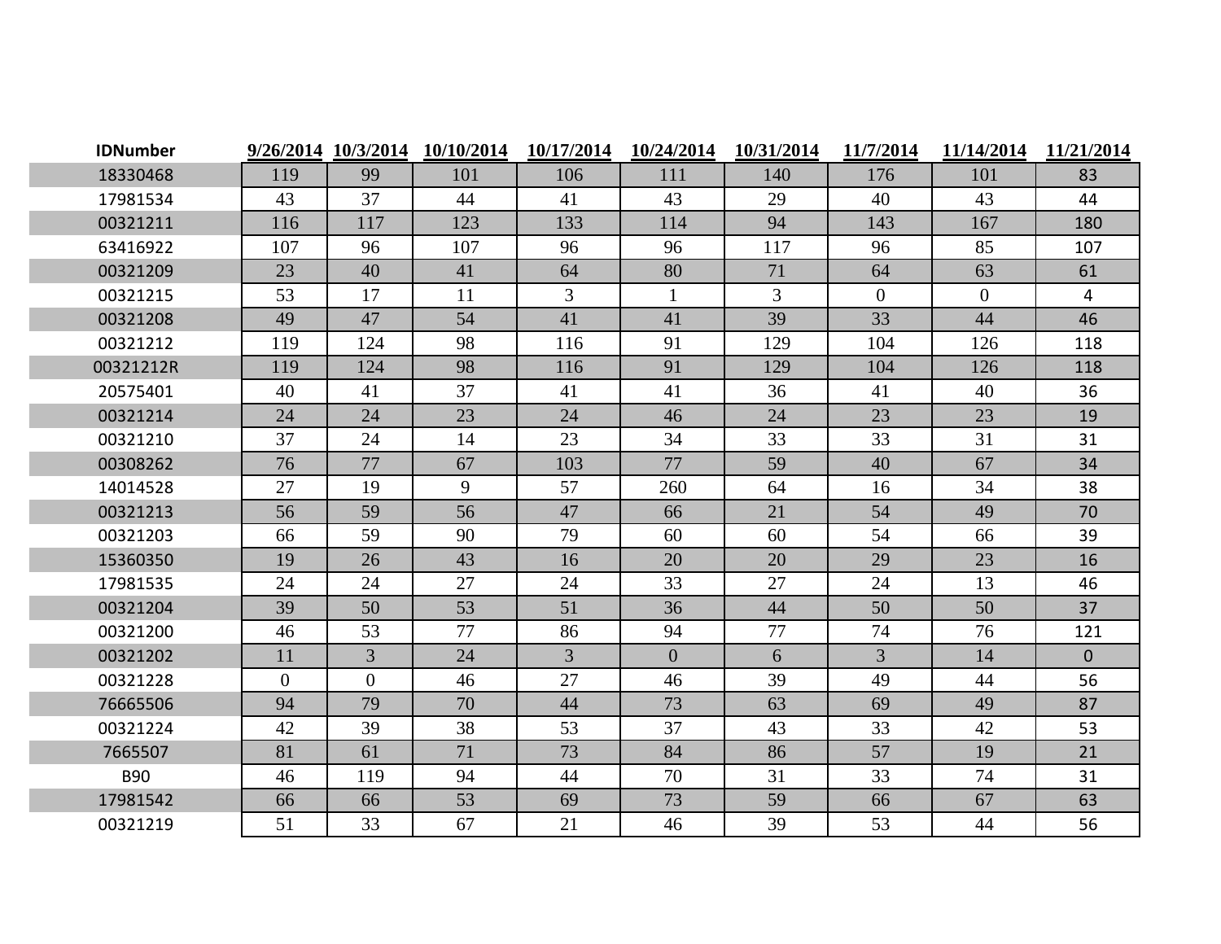| IDNumber | 9/26/2014 | 10/3/2014 | 10/10/2014 | 10/17/2014 | 10/24/2014 | 10/31/2014 | 11/7/2014 | 11/14/2014 | 11/21/2014 |
|---|---|---|---|---|---|---|---|---|---|
| 18330468 | 119 | 99 | 101 | 106 | 111 | 140 | 176 | 101 | 83 |
| 17981534 | 43 | 37 | 44 | 41 | 43 | 29 | 40 | 43 | 44 |
| 00321211 | 116 | 117 | 123 | 133 | 114 | 94 | 143 | 167 | 180 |
| 63416922 | 107 | 96 | 107 | 96 | 96 | 117 | 96 | 85 | 107 |
| 00321209 | 23 | 40 | 41 | 64 | 80 | 71 | 64 | 63 | 61 |
| 00321215 | 53 | 17 | 11 | 3 | 1 | 3 | 0 | 0 | 4 |
| 00321208 | 49 | 47 | 54 | 41 | 41 | 39 | 33 | 44 | 46 |
| 00321212 | 119 | 124 | 98 | 116 | 91 | 129 | 104 | 126 | 118 |
| 00321212R | 119 | 124 | 98 | 116 | 91 | 129 | 104 | 126 | 118 |
| 20575401 | 40 | 41 | 37 | 41 | 41 | 36 | 41 | 40 | 36 |
| 00321214 | 24 | 24 | 23 | 24 | 46 | 24 | 23 | 23 | 19 |
| 00321210 | 37 | 24 | 14 | 23 | 34 | 33 | 33 | 31 | 31 |
| 00308262 | 76 | 77 | 67 | 103 | 77 | 59 | 40 | 67 | 34 |
| 14014528 | 27 | 19 | 9 | 57 | 260 | 64 | 16 | 34 | 38 |
| 00321213 | 56 | 59 | 56 | 47 | 66 | 21 | 54 | 49 | 70 |
| 00321203 | 66 | 59 | 90 | 79 | 60 | 60 | 54 | 66 | 39 |
| 15360350 | 19 | 26 | 43 | 16 | 20 | 20 | 29 | 23 | 16 |
| 17981535 | 24 | 24 | 27 | 24 | 33 | 27 | 24 | 13 | 46 |
| 00321204 | 39 | 50 | 53 | 51 | 36 | 44 | 50 | 50 | 37 |
| 00321200 | 46 | 53 | 77 | 86 | 94 | 77 | 74 | 76 | 121 |
| 00321202 | 11 | 3 | 24 | 3 | 0 | 6 | 3 | 14 | 0 |
| 00321228 | 0 | 0 | 46 | 27 | 46 | 39 | 49 | 44 | 56 |
| 76665506 | 94 | 79 | 70 | 44 | 73 | 63 | 69 | 49 | 87 |
| 00321224 | 42 | 39 | 38 | 53 | 37 | 43 | 33 | 42 | 53 |
| 7665507 | 81 | 61 | 71 | 73 | 84 | 86 | 57 | 19 | 21 |
| B90 | 46 | 119 | 94 | 44 | 70 | 31 | 33 | 74 | 31 |
| 17981542 | 66 | 66 | 53 | 69 | 73 | 59 | 66 | 67 | 63 |
| 00321219 | 51 | 33 | 67 | 21 | 46 | 39 | 53 | 44 | 56 |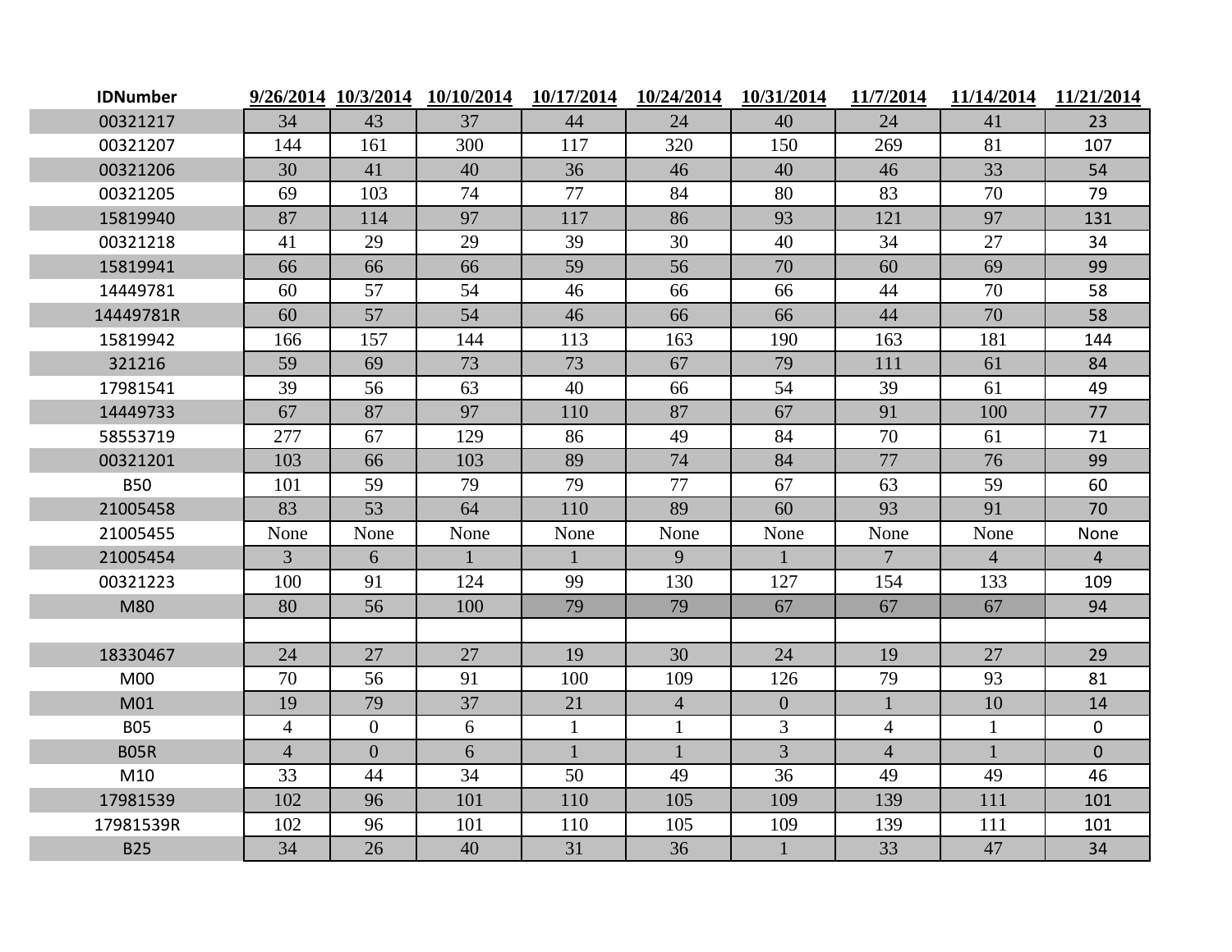| IDNumber | 9/26/2014 | 10/3/2014 | 10/10/2014 | 10/17/2014 | 10/24/2014 | 10/31/2014 | 11/7/2014 | 11/14/2014 | 11/21/2014 |
|---|---|---|---|---|---|---|---|---|---|
| 00321217 | 34 | 43 | 37 | 44 | 24 | 40 | 24 | 41 | 23 |
| 00321207 | 144 | 161 | 300 | 117 | 320 | 150 | 269 | 81 | 107 |
| 00321206 | 30 | 41 | 40 | 36 | 46 | 40 | 46 | 33 | 54 |
| 00321205 | 69 | 103 | 74 | 77 | 84 | 80 | 83 | 70 | 79 |
| 15819940 | 87 | 114 | 97 | 117 | 86 | 93 | 121 | 97 | 131 |
| 00321218 | 41 | 29 | 29 | 39 | 30 | 40 | 34 | 27 | 34 |
| 15819941 | 66 | 66 | 66 | 59 | 56 | 70 | 60 | 69 | 99 |
| 14449781 | 60 | 57 | 54 | 46 | 66 | 66 | 44 | 70 | 58 |
| 14449781R | 60 | 57 | 54 | 46 | 66 | 66 | 44 | 70 | 58 |
| 15819942 | 166 | 157 | 144 | 113 | 163 | 190 | 163 | 181 | 144 |
| 321216 | 59 | 69 | 73 | 73 | 67 | 79 | 111 | 61 | 84 |
| 17981541 | 39 | 56 | 63 | 40 | 66 | 54 | 39 | 61 | 49 |
| 14449733 | 67 | 87 | 97 | 110 | 87 | 67 | 91 | 100 | 77 |
| 58553719 | 277 | 67 | 129 | 86 | 49 | 84 | 70 | 61 | 71 |
| 00321201 | 103 | 66 | 103 | 89 | 74 | 84 | 77 | 76 | 99 |
| B50 | 101 | 59 | 79 | 79 | 77 | 67 | 63 | 59 | 60 |
| 21005458 | 83 | 53 | 64 | 110 | 89 | 60 | 93 | 91 | 70 |
| 21005455 | None | None | None | None | None | None | None | None | None |
| 21005454 | 3 | 6 | 1 | 1 | 9 | 1 | 7 | 4 | 4 |
| 00321223 | 100 | 91 | 124 | 99 | 130 | 127 | 154 | 133 | 109 |
| M80 | 80 | 56 | 100 | 79 | 79 | 67 | 67 | 67 | 94 |
| | | | | | | | | | |
| 18330467 | 24 | 27 | 27 | 19 | 30 | 24 | 19 | 27 | 29 |
| M00 | 70 | 56 | 91 | 100 | 109 | 126 | 79 | 93 | 81 |
| M01 | 19 | 79 | 37 | 21 | 4 | 0 | 1 | 10 | 14 |
| B05 | 4 | 0 | 6 | 1 | 1 | 3 | 4 | 1 | 0 |
| B05R | 4 | 0 | 6 | 1 | 1 | 3 | 4 | 1 | 0 |
| M10 | 33 | 44 | 34 | 50 | 49 | 36 | 49 | 49 | 46 |
| 17981539 | 102 | 96 | 101 | 110 | 105 | 109 | 139 | 111 | 101 |
| 17981539R | 102 | 96 | 101 | 110 | 105 | 109 | 139 | 111 | 101 |
| B25 | 34 | 26 | 40 | 31 | 36 | 1 | 33 | 47 | 34 |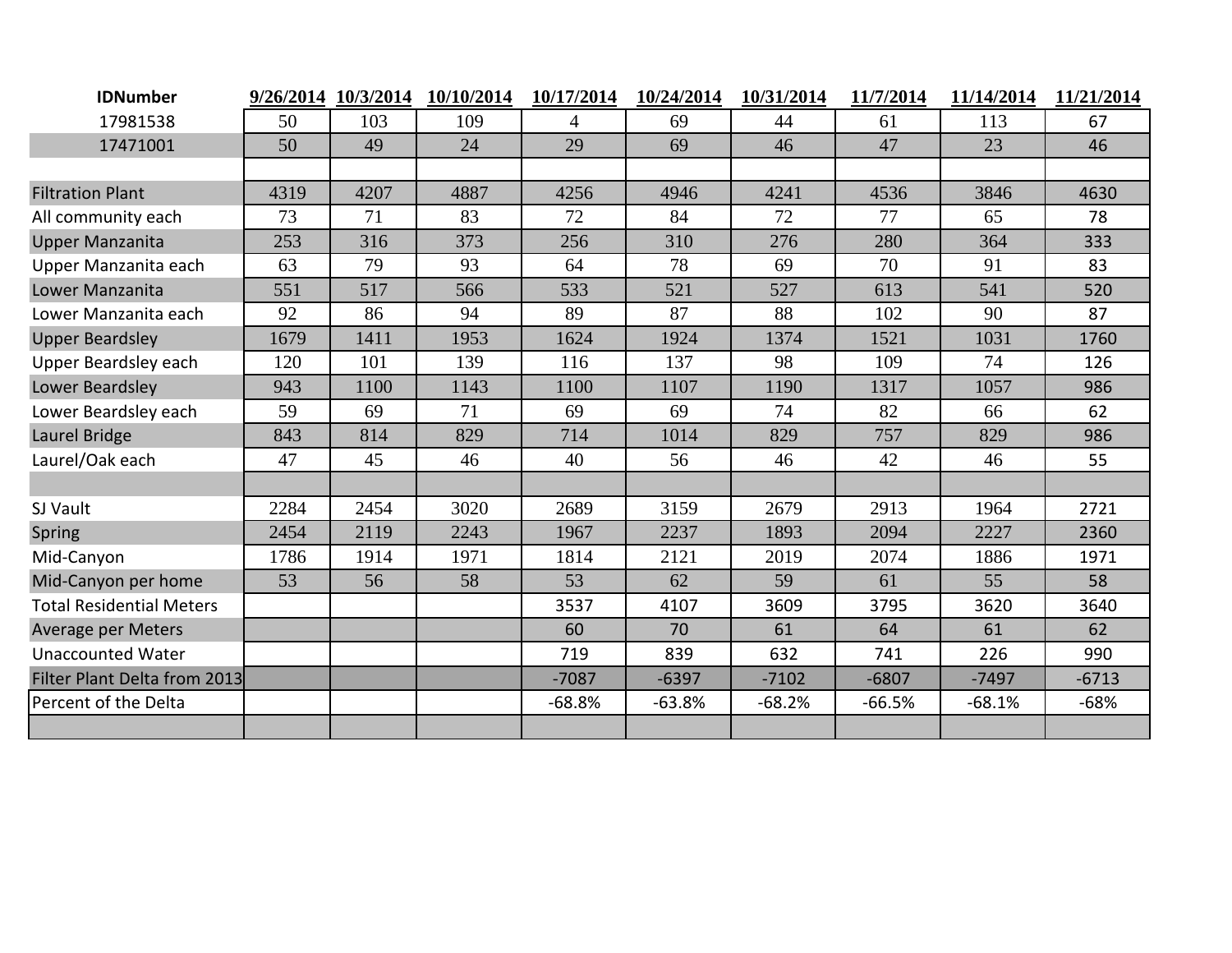| IDNumber | 9/26/2014 | 10/3/2014 | 10/10/2014 | 10/17/2014 | 10/24/2014 | 10/31/2014 | 11/7/2014 | 11/14/2014 | 11/21/2014 |
|---|---|---|---|---|---|---|---|---|---|
| 17981538 | 50 | 103 | 109 | 4 | 69 | 44 | 61 | 113 | 67 |
| 17471001 | 50 | 49 | 24 | 29 | 69 | 46 | 47 | 23 | 46 |
| | | | | | | | | | |
| Filtration Plant | 4319 | 4207 | 4887 | 4256 | 4946 | 4241 | 4536 | 3846 | 4630 |
| All community each | 73 | 71 | 83 | 72 | 84 | 72 | 77 | 65 | 78 |
| Upper Manzanita | 253 | 316 | 373 | 256 | 310 | 276 | 280 | 364 | 333 |
| Upper Manzanita each | 63 | 79 | 93 | 64 | 78 | 69 | 70 | 91 | 83 |
| Lower Manzanita | 551 | 517 | 566 | 533 | 521 | 527 | 613 | 541 | 520 |
| Lower Manzanita each | 92 | 86 | 94 | 89 | 87 | 88 | 102 | 90 | 87 |
| Upper Beardsley | 1679 | 1411 | 1953 | 1624 | 1924 | 1374 | 1521 | 1031 | 1760 |
| Upper Beardsley each | 120 | 101 | 139 | 116 | 137 | 98 | 109 | 74 | 126 |
| Lower Beardsley | 943 | 1100 | 1143 | 1100 | 1107 | 1190 | 1317 | 1057 | 986 |
| Lower Beardsley each | 59 | 69 | 71 | 69 | 69 | 74 | 82 | 66 | 62 |
| Laurel Bridge | 843 | 814 | 829 | 714 | 1014 | 829 | 757 | 829 | 986 |
| Laurel/Oak each | 47 | 45 | 46 | 40 | 56 | 46 | 42 | 46 | 55 |
| | | | | | | | | | |
| SJ Vault | 2284 | 2454 | 3020 | 2689 | 3159 | 2679 | 2913 | 1964 | 2721 |
| Spring | 2454 | 2119 | 2243 | 1967 | 2237 | 1893 | 2094 | 2227 | 2360 |
| Mid-Canyon | 1786 | 1914 | 1971 | 1814 | 2121 | 2019 | 2074 | 1886 | 1971 |
| Mid-Canyon per home | 53 | 56 | 58 | 53 | 62 | 59 | 61 | 55 | 58 |
| Total Residential Meters | | | | 3537 | 4107 | 3609 | 3795 | 3620 | 3640 |
| Average per Meters | | | | 60 | 70 | 61 | 64 | 61 | 62 |
| Unaccounted Water | | | | 719 | 839 | 632 | 741 | 226 | 990 |
| Filter Plant Delta from 2013 | | | | -7087 | -6397 | -7102 | -6807 | -7497 | -6713 |
| Percent of the Delta | | | | -68.8% | -63.8% | -68.2% | -66.5% | -68.1% | -68% |
| | | | | | | | | | |